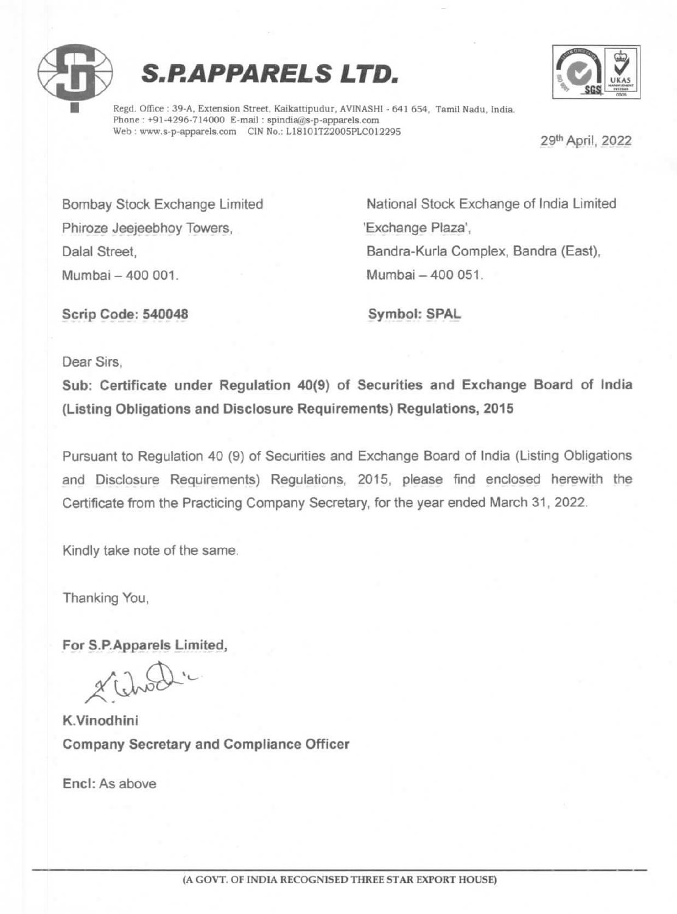# S.P.APPARELS LTD.

Regd. Office : 39-A, Extension Street, Kaikattipudur, AVINASHI - 641 654, Tamil Nadu, India.
Phone : +91-4296-714000 E-mail : spindia@s-p-apparels.com
Web : www.s-p-apparels.com CIN No.: L18101TZ2005PLC012295

29th April, 2022

Bombay Stock Exchange Limited
Phiroze Jeejeebhoy Towers,
Dalal Street,
Mumbai – 400 001.

**Scrip Code: 540048**

National Stock Exchange of India Limited
'Exchange Plaza',
Bandra-Kurla Complex, Bandra (East),
Mumbai – 400 051.

**Symbol: SPAL**

Dear Sirs,

**Sub: Certificate under Regulation 40(9) of Securities and Exchange Board of India (Listing Obligations and Disclosure Requirements) Regulations, 2015**

Pursuant to Regulation 40 (9) of Securities and Exchange Board of India (Listing Obligations and Disclosure Requirements) Regulations, 2015, please find enclosed herewith the Certificate from the Practicing Company Secretary, for the year ended March 31, 2022.

Kindly take note of the same.

Thanking You,

**For S.P.Apparels Limited,**

**K.Vinodhini**
**Company Secretary and Compliance Officer**

**Encl:** As above

(A GOVT. OF INDIA RECOGNISED THREE STAR EXPORT HOUSE)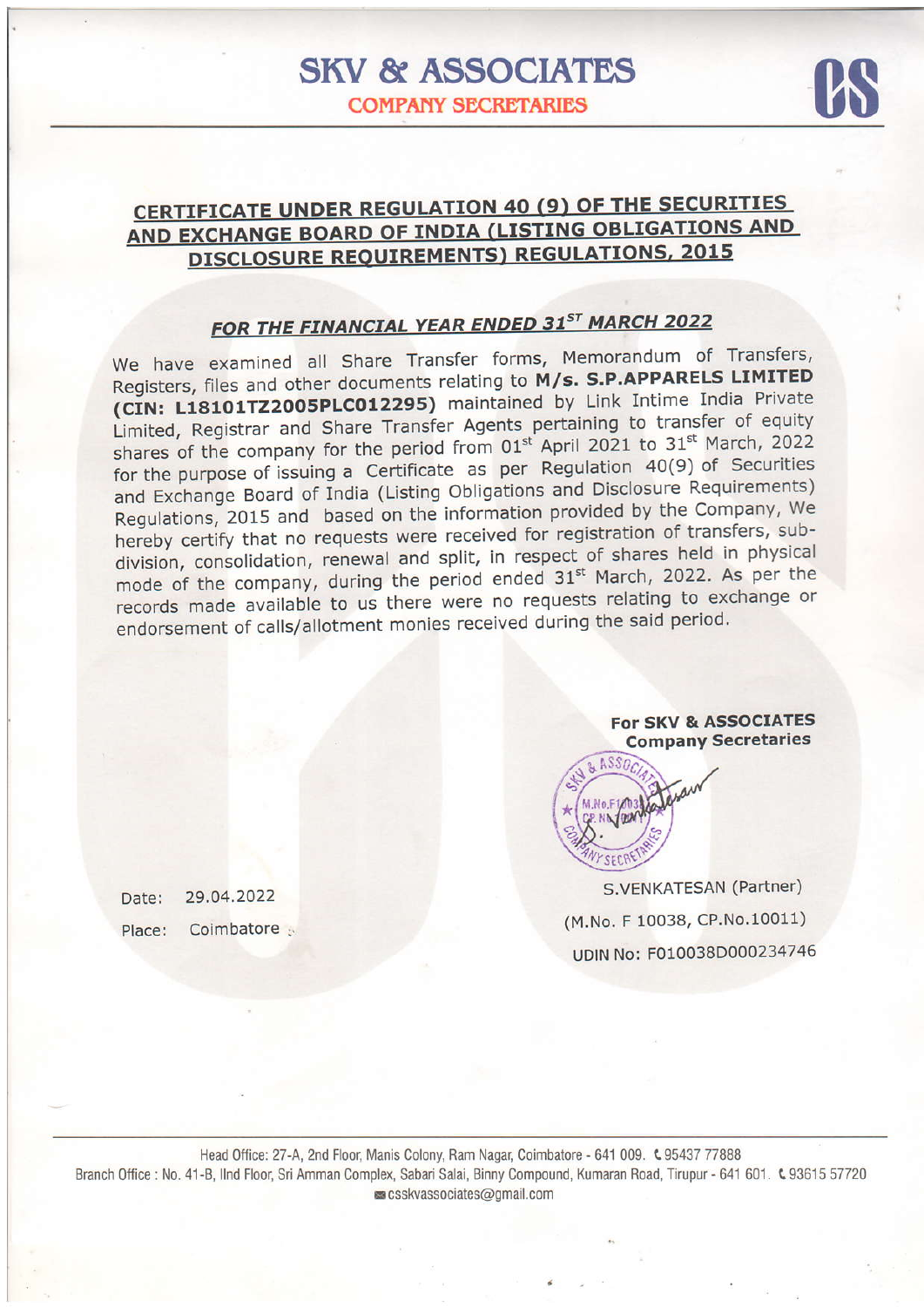# SKV & ASSOCIATES

**COMPANY SECRETARIES**

## CERTIFICATE UNDER REGULATION 40 (9) OF THE SECURITIES AND EXCHANGE BOARD OF INDIA (LISTING OBLIGATIONS AND DISCLOSURE REQUIREMENTS) REGULATIONS, 2015

### *FOR THE FINANCIAL YEAR ENDED 31ST MARCH 2022*

We have examined all Share Transfer forms, Memorandum of Transfers, Registers, files and other documents relating to **M/s. S.P.APPARELS LIMITED (CIN: L18101TZ2005PLC012295)** maintained by Link Intime India Private Limited, Registrar and Share Transfer Agents pertaining to transfer of equity shares of the company for the period from 01st April 2021 to 31st March, 2022 for the purpose of issuing a Certificate as per Regulation 40(9) of Securities and Exchange Board of India (Listing Obligations and Disclosure Requirements) Regulations, 2015 and based on the information provided by the Company, We hereby certify that no requests were received for registration of transfers, sub-division, consolidation, renewal and split, in respect of shares held in physical mode of the company, during the period ended 31st March, 2022. As per the records made available to us there were no requests relating to exchange or endorsement of calls/allotment monies received during the said period.

**For SKV & ASSOCIATES**
**Company Secretaries**

S.VENKATESAN (Partner)
(M.No. F 10038, CP.No.10011)
UDIN No: F010038D000234746

Date: 29.04.2022
Place: Coimbatore

Head Office: 27-A, 2nd Floor, Manis Colony, Ram Nagar, Coimbatore - 641 009. 95437 77888
Branch Office : No. 41-B, IInd Floor, Sri Amman Complex, Sabari Salai, Binny Compound, Kumaran Road, Tirupur - 641 601. 93615 57720
csskvassociates@gmail.com